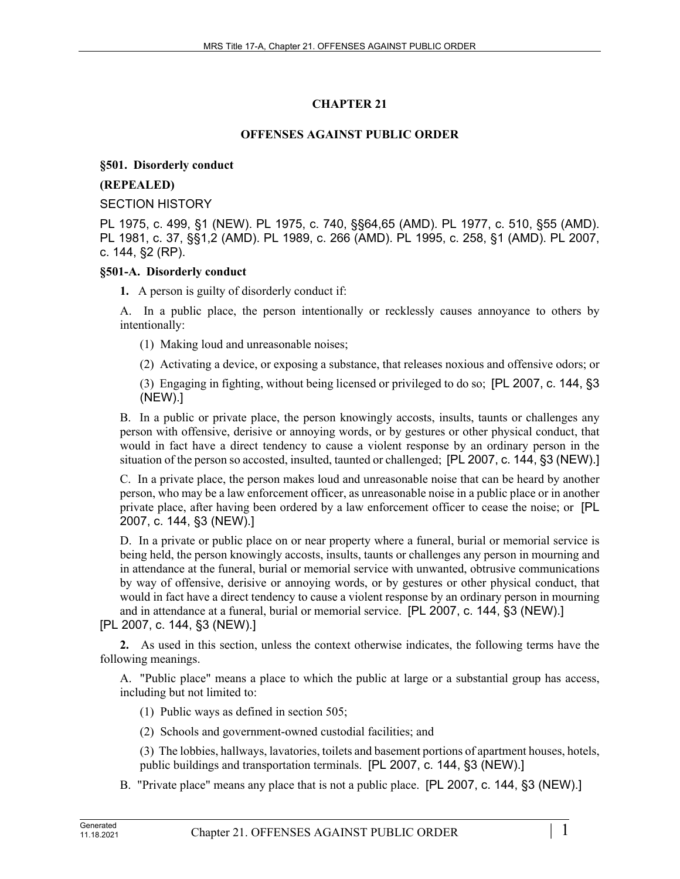# CHAPTER 21

## OFFENSES AGAINST PUBLIC ORDER

### §501. Disorderly conduct

**(REPEALED)**

SECTION HISTORY

PL 1975, c. 499, §1 (NEW). PL 1975, c. 740, §§64,65 (AMD). PL 1977, c. 510, §55 (AMD). PL 1981, c. 37, §§1,2 (AMD). PL 1989, c. 266 (AMD). PL 1995, c. 258, §1 (AMD). PL 2007, c. 144, §2 (RP).

### §501-A. Disorderly conduct

**1.** A person is guilty of disorderly conduct if:

A. In a public place, the person intentionally or recklessly causes annoyance to others by intentionally:

(1) Making loud and unreasonable noises;

(2) Activating a device, or exposing a substance, that releases noxious and offensive odors; or

(3) Engaging in fighting, without being licensed or privileged to do so; [PL 2007, c. 144, §3 (NEW).]

B. In a public or private place, the person knowingly accosts, insults, taunts or challenges any person with offensive, derisive or annoying words, or by gestures or other physical conduct, that would in fact have a direct tendency to cause a violent response by an ordinary person in the situation of the person so accosted, insulted, taunted or challenged; [PL 2007, c. 144, §3 (NEW).]

C. In a private place, the person makes loud and unreasonable noise that can be heard by another person, who may be a law enforcement officer, as unreasonable noise in a public place or in another private place, after having been ordered by a law enforcement officer to cease the noise; or [PL 2007, c. 144, §3 (NEW).]

D. In a private or public place on or near property where a funeral, burial or memorial service is being held, the person knowingly accosts, insults, taunts or challenges any person in mourning and in attendance at the funeral, burial or memorial service with unwanted, obtrusive communications by way of offensive, derisive or annoying words, or by gestures or other physical conduct, that would in fact have a direct tendency to cause a violent response by an ordinary person in mourning and in attendance at a funeral, burial or memorial service. [PL 2007, c. 144, §3 (NEW).]

[PL 2007, c. 144, §3 (NEW).]

**2.** As used in this section, unless the context otherwise indicates, the following terms have the following meanings.

A. "Public place" means a place to which the public at large or a substantial group has access, including but not limited to:

(1) Public ways as defined in section 505;

(2) Schools and government-owned custodial facilities; and

(3) The lobbies, hallways, lavatories, toilets and basement portions of apartment houses, hotels, public buildings and transportation terminals. [PL 2007, c. 144, §3 (NEW).]

B. "Private place" means any place that is not a public place. [PL 2007, c. 144, §3 (NEW).]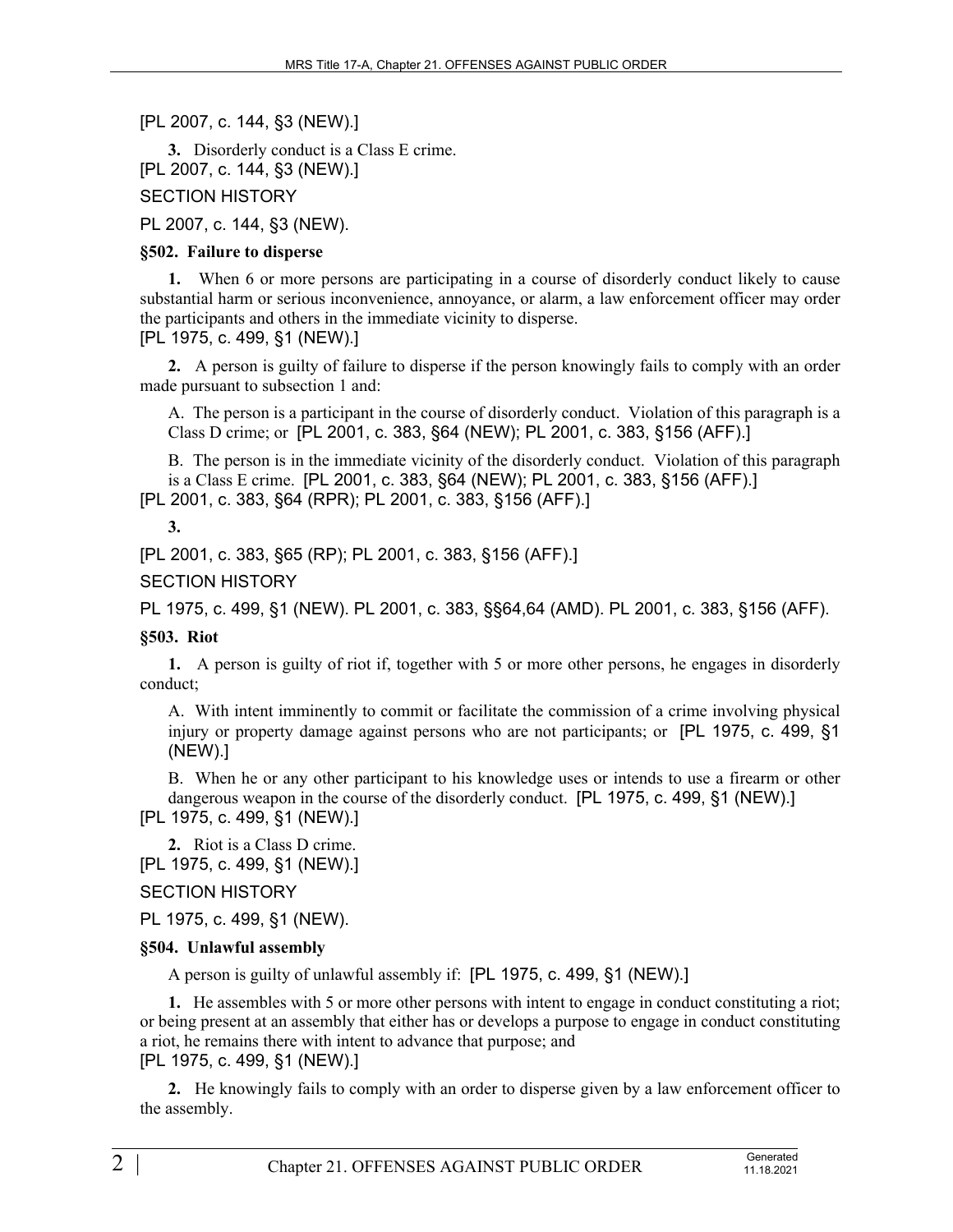[PL 2007, c. 144, §3 (NEW).]

**3.** Disorderly conduct is a Class E crime.
[PL 2007, c. 144, §3 (NEW).]

SECTION HISTORY

PL 2007, c. 144, §3 (NEW).

**§502. Failure to disperse**

**1.** When 6 or more persons are participating in a course of disorderly conduct likely to cause substantial harm or serious inconvenience, annoyance, or alarm, a law enforcement officer may order the participants and others in the immediate vicinity to disperse.
[PL 1975, c. 499, §1 (NEW).]

**2.** A person is guilty of failure to disperse if the person knowingly fails to comply with an order made pursuant to subsection 1 and:

A. The person is a participant in the course of disorderly conduct. Violation of this paragraph is a Class D crime; or [PL 2001, c. 383, §64 (NEW); PL 2001, c. 383, §156 (AFF).]

B. The person is in the immediate vicinity of the disorderly conduct. Violation of this paragraph is a Class E crime. [PL 2001, c. 383, §64 (NEW); PL 2001, c. 383, §156 (AFF).]

[PL 2001, c. 383, §64 (RPR); PL 2001, c. 383, §156 (AFF).]

**3.**

[PL 2001, c. 383, §65 (RP); PL 2001, c. 383, §156 (AFF).]

SECTION HISTORY

PL 1975, c. 499, §1 (NEW). PL 2001, c. 383, §§64,64 (AMD). PL 2001, c. 383, §156 (AFF).

**§503. Riot**

**1.** A person is guilty of riot if, together with 5 or more other persons, he engages in disorderly conduct;

A. With intent imminently to commit or facilitate the commission of a crime involving physical injury or property damage against persons who are not participants; or [PL 1975, c. 499, §1 (NEW).]

B. When he or any other participant to his knowledge uses or intends to use a firearm or other dangerous weapon in the course of the disorderly conduct. [PL 1975, c. 499, §1 (NEW).]

[PL 1975, c. 499, §1 (NEW).]

**2.** Riot is a Class D crime.
[PL 1975, c. 499, §1 (NEW).]

SECTION HISTORY

PL 1975, c. 499, §1 (NEW).

**§504. Unlawful assembly**

A person is guilty of unlawful assembly if: [PL 1975, c. 499, §1 (NEW).]

**1.** He assembles with 5 or more other persons with intent to engage in conduct constituting a riot; or being present at an assembly that either has or develops a purpose to engage in conduct constituting a riot, he remains there with intent to advance that purpose; and
[PL 1975, c. 499, §1 (NEW).]

**2.** He knowingly fails to comply with an order to disperse given by a law enforcement officer to the assembly.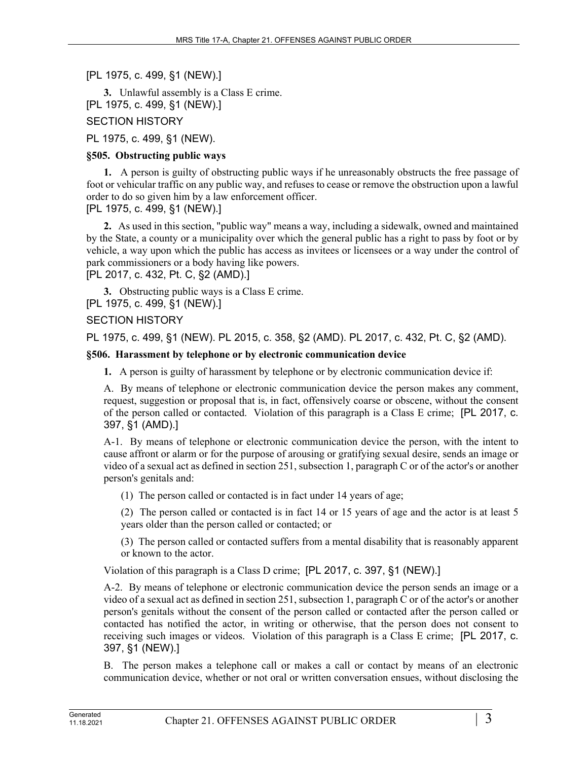[PL 1975, c. 499, §1 (NEW).]

**3.** Unlawful assembly is a Class E crime.
[PL 1975, c. 499, §1 (NEW).]

SECTION HISTORY

PL 1975, c. 499, §1 (NEW).

### §505. Obstructing public ways

**1.** A person is guilty of obstructing public ways if he unreasonably obstructs the free passage of foot or vehicular traffic on any public way, and refuses to cease or remove the obstruction upon a lawful order to do so given him by a law enforcement officer.
[PL 1975, c. 499, §1 (NEW).]

**2.** As used in this section, "public way" means a way, including a sidewalk, owned and maintained by the State, a county or a municipality over which the general public has a right to pass by foot or by vehicle, a way upon which the public has access as invitees or licensees or a way under the control of park commissioners or a body having like powers.
[PL 2017, c. 432, Pt. C, §2 (AMD).]

**3.** Obstructing public ways is a Class E crime.
[PL 1975, c. 499, §1 (NEW).]

SECTION HISTORY

PL 1975, c. 499, §1 (NEW). PL 2015, c. 358, §2 (AMD). PL 2017, c. 432, Pt. C, §2 (AMD).

### §506. Harassment by telephone or by electronic communication device

**1.** A person is guilty of harassment by telephone or by electronic communication device if:

A. By means of telephone or electronic communication device the person makes any comment, request, suggestion or proposal that is, in fact, offensively coarse or obscene, without the consent of the person called or contacted. Violation of this paragraph is a Class E crime; [PL 2017, c. 397, §1 (AMD).]

A-1. By means of telephone or electronic communication device the person, with the intent to cause affront or alarm or for the purpose of arousing or gratifying sexual desire, sends an image or video of a sexual act as defined in section 251, subsection 1, paragraph C or of the actor's or another person's genitals and:

(1) The person called or contacted is in fact under 14 years of age;

(2) The person called or contacted is in fact 14 or 15 years of age and the actor is at least 5 years older than the person called or contacted; or

(3) The person called or contacted suffers from a mental disability that is reasonably apparent or known to the actor.

Violation of this paragraph is a Class D crime; [PL 2017, c. 397, §1 (NEW).]

A-2. By means of telephone or electronic communication device the person sends an image or a video of a sexual act as defined in section 251, subsection 1, paragraph C or of the actor's or another person's genitals without the consent of the person called or contacted after the person called or contacted has notified the actor, in writing or otherwise, that the person does not consent to receiving such images or videos. Violation of this paragraph is a Class E crime; [PL 2017, c. 397, §1 (NEW).]

B. The person makes a telephone call or makes a call or contact by means of an electronic communication device, whether or not oral or written conversation ensues, without disclosing the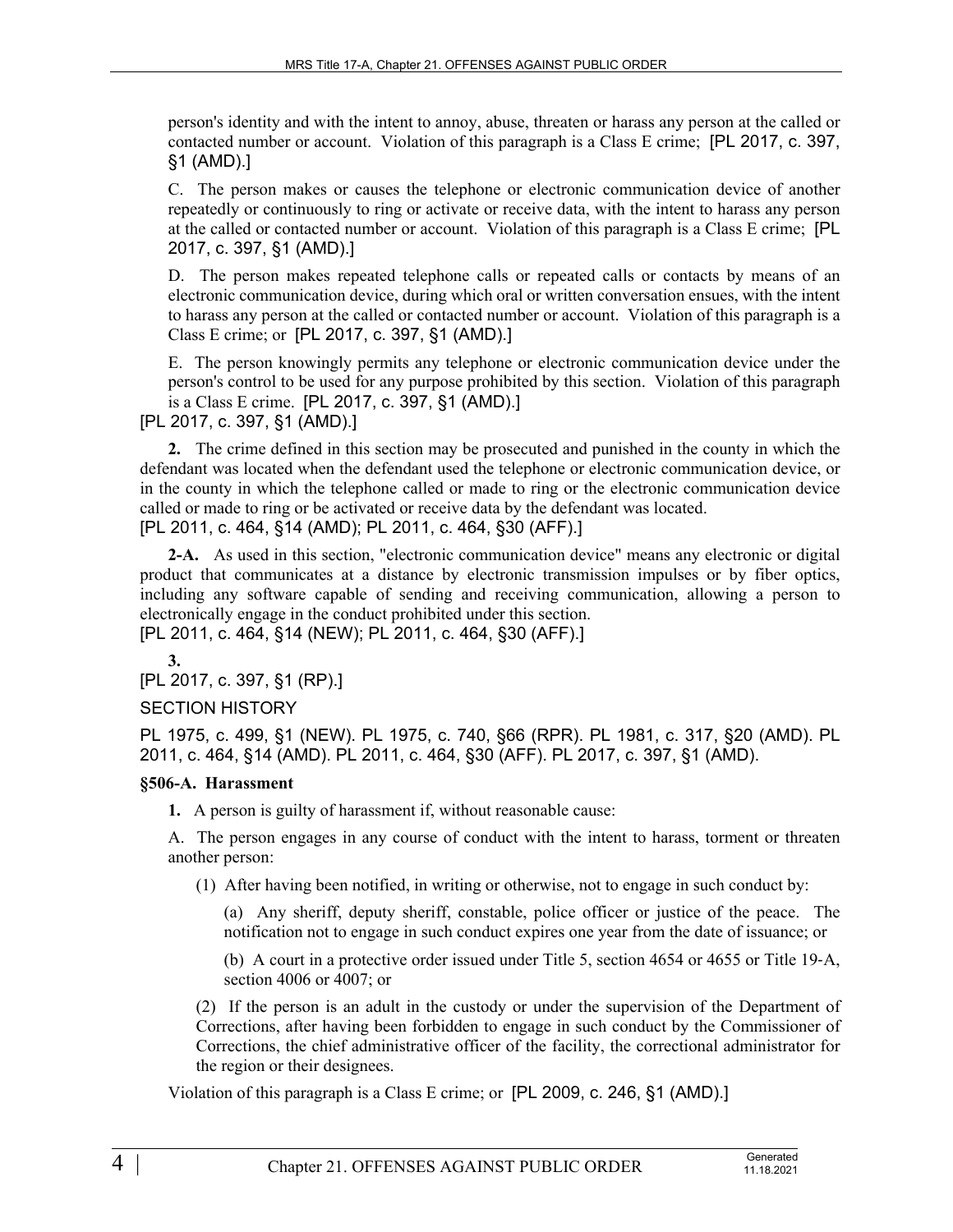person's identity and with the intent to annoy, abuse, threaten or harass any person at the called or contacted number or account. Violation of this paragraph is a Class E crime; [PL 2017, c. 397, §1 (AMD).]

C. The person makes or causes the telephone or electronic communication device of another repeatedly or continuously to ring or activate or receive data, with the intent to harass any person at the called or contacted number or account. Violation of this paragraph is a Class E crime; [PL 2017, c. 397, §1 (AMD).]

D. The person makes repeated telephone calls or repeated calls or contacts by means of an electronic communication device, during which oral or written conversation ensues, with the intent to harass any person at the called or contacted number or account. Violation of this paragraph is a Class E crime; or [PL 2017, c. 397, §1 (AMD).]

E. The person knowingly permits any telephone or electronic communication device under the person's control to be used for any purpose prohibited by this section. Violation of this paragraph is a Class E crime. [PL 2017, c. 397, §1 (AMD).]

[PL 2017, c. 397, §1 (AMD).]

**2.** The crime defined in this section may be prosecuted and punished in the county in which the defendant was located when the defendant used the telephone or electronic communication device, or in the county in which the telephone called or made to ring or the electronic communication device called or made to ring or be activated or receive data by the defendant was located.

[PL 2011, c. 464, §14 (AMD); PL 2011, c. 464, §30 (AFF).]

**2-A.** As used in this section, "electronic communication device" means any electronic or digital product that communicates at a distance by electronic transmission impulses or by fiber optics, including any software capable of sending and receiving communication, allowing a person to electronically engage in the conduct prohibited under this section.

[PL 2011, c. 464, §14 (NEW); PL 2011, c. 464, §30 (AFF).]

**3.**

[PL 2017, c. 397, §1 (RP).]

SECTION HISTORY

PL 1975, c. 499, §1 (NEW). PL 1975, c. 740, §66 (RPR). PL 1981, c. 317, §20 (AMD). PL 2011, c. 464, §14 (AMD). PL 2011, c. 464, §30 (AFF). PL 2017, c. 397, §1 (AMD).

### §506-A. Harassment

**1.** A person is guilty of harassment if, without reasonable cause:

A. The person engages in any course of conduct with the intent to harass, torment or threaten another person:

(1) After having been notified, in writing or otherwise, not to engage in such conduct by:

(a) Any sheriff, deputy sheriff, constable, police officer or justice of the peace. The notification not to engage in such conduct expires one year from the date of issuance; or

(b) A court in a protective order issued under Title 5, section 4654 or 4655 or Title 19-A, section 4006 or 4007; or

(2) If the person is an adult in the custody or under the supervision of the Department of Corrections, after having been forbidden to engage in such conduct by the Commissioner of Corrections, the chief administrative officer of the facility, the correctional administrator for the region or their designees.

Violation of this paragraph is a Class E crime; or [PL 2009, c. 246, §1 (AMD).]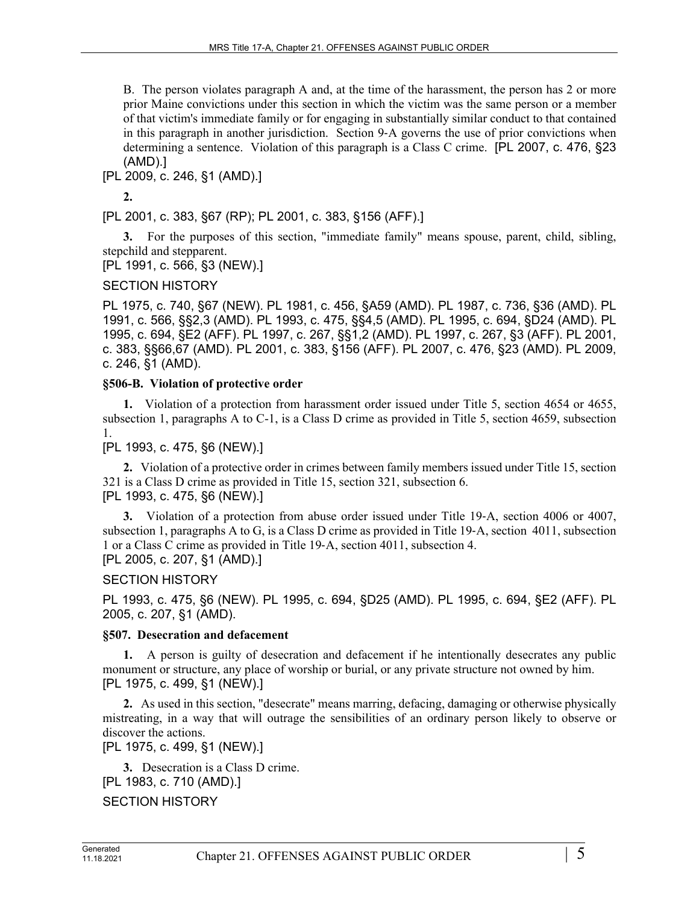B. The person violates paragraph A and, at the time of the harassment, the person has 2 or more prior Maine convictions under this section in which the victim was the same person or a member of that victim's immediate family or for engaging in substantially similar conduct to that contained in this paragraph in another jurisdiction. Section 9-A governs the use of prior convictions when determining a sentence. Violation of this paragraph is a Class C crime. [PL 2007, c. 476, §23 (AMD).]

[PL 2009, c. 246, §1 (AMD).]

**2.**

[PL 2001, c. 383, §67 (RP); PL 2001, c. 383, §156 (AFF).]

**3.** For the purposes of this section, "immediate family" means spouse, parent, child, sibling, stepchild and stepparent.

[PL 1991, c. 566, §3 (NEW).]

SECTION HISTORY

PL 1975, c. 740, §67 (NEW). PL 1981, c. 456, §A59 (AMD). PL 1987, c. 736, §36 (AMD). PL 1991, c. 566, §§2,3 (AMD). PL 1993, c. 475, §§4,5 (AMD). PL 1995, c. 694, §D24 (AMD). PL 1995, c. 694, §E2 (AFF). PL 1997, c. 267, §§1,2 (AMD). PL 1997, c. 267, §3 (AFF). PL 2001, c. 383, §§66,67 (AMD). PL 2001, c. 383, §156 (AFF). PL 2007, c. 476, §23 (AMD). PL 2009, c. 246, §1 (AMD).

**§506-B. Violation of protective order**

**1.** Violation of a protection from harassment order issued under Title 5, section 4654 or 4655, subsection 1, paragraphs A to C-1, is a Class D crime as provided in Title 5, section 4659, subsection 1.

[PL 1993, c. 475, §6 (NEW).]

**2.** Violation of a protective order in crimes between family members issued under Title 15, section 321 is a Class D crime as provided in Title 15, section 321, subsection 6.

[PL 1993, c. 475, §6 (NEW).]

**3.** Violation of a protection from abuse order issued under Title 19-A, section 4006 or 4007, subsection 1, paragraphs A to G, is a Class D crime as provided in Title 19-A, section 4011, subsection 1 or a Class C crime as provided in Title 19-A, section 4011, subsection 4.

[PL 2005, c. 207, §1 (AMD).]

SECTION HISTORY

PL 1993, c. 475, §6 (NEW). PL 1995, c. 694, §D25 (AMD). PL 1995, c. 694, §E2 (AFF). PL 2005, c. 207, §1 (AMD).

**§507. Desecration and defacement**

**1.** A person is guilty of desecration and defacement if he intentionally desecrates any public monument or structure, any place of worship or burial, or any private structure not owned by him.

[PL 1975, c. 499, §1 (NEW).]

**2.** As used in this section, "desecrate" means marring, defacing, damaging or otherwise physically mistreating, in a way that will outrage the sensibilities of an ordinary person likely to observe or discover the actions.

[PL 1975, c. 499, §1 (NEW).]

**3.** Desecration is a Class D crime.

[PL 1983, c. 710 (AMD).]

SECTION HISTORY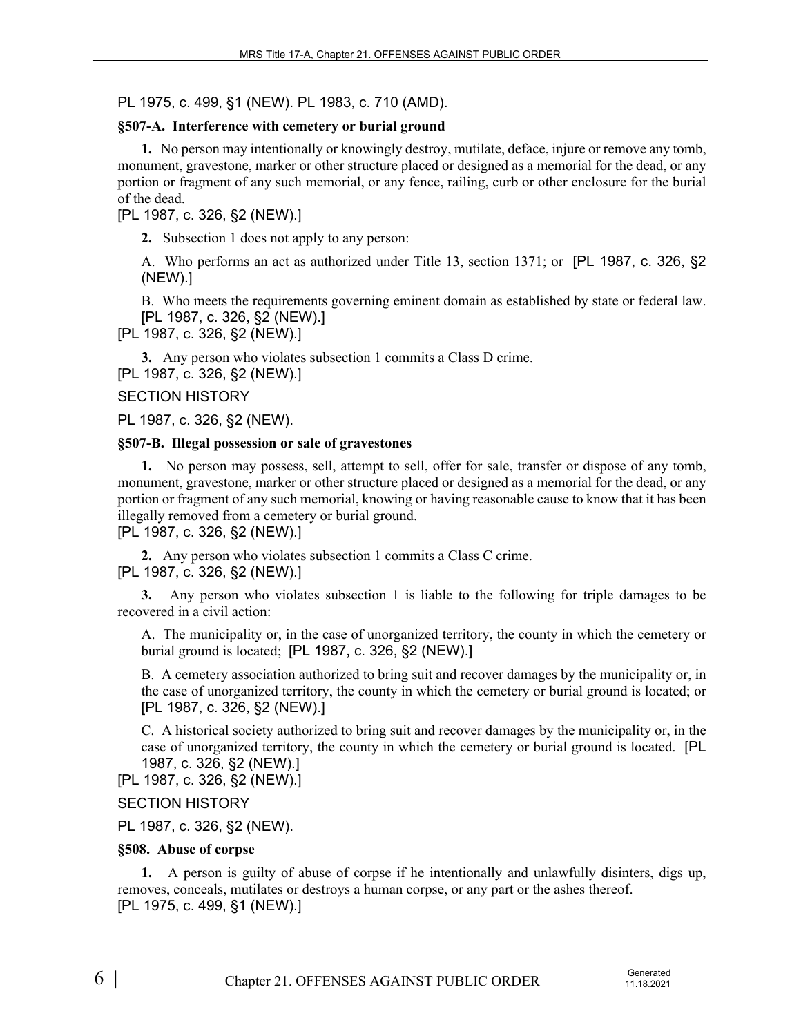PL 1975, c. 499, §1 (NEW). PL 1983, c. 710 (AMD).

### §507-A. Interference with cemetery or burial ground

**1.** No person may intentionally or knowingly destroy, mutilate, deface, injure or remove any tomb, monument, gravestone, marker or other structure placed or designed as a memorial for the dead, or any portion or fragment of any such memorial, or any fence, railing, curb or other enclosure for the burial of the dead.
[PL 1987, c. 326, §2 (NEW).]

**2.** Subsection 1 does not apply to any person:

A. Who performs an act as authorized under Title 13, section 1371; or [PL 1987, c. 326, §2 (NEW).]

B. Who meets the requirements governing eminent domain as established by state or federal law. [PL 1987, c. 326, §2 (NEW).]

[PL 1987, c. 326, §2 (NEW).]

**3.** Any person who violates subsection 1 commits a Class D crime.
[PL 1987, c. 326, §2 (NEW).]

SECTION HISTORY

PL 1987, c. 326, §2 (NEW).

### §507-B. Illegal possession or sale of gravestones

**1.** No person may possess, sell, attempt to sell, offer for sale, transfer or dispose of any tomb, monument, gravestone, marker or other structure placed or designed as a memorial for the dead, or any portion or fragment of any such memorial, knowing or having reasonable cause to know that it has been illegally removed from a cemetery or burial ground.
[PL 1987, c. 326, §2 (NEW).]

**2.** Any person who violates subsection 1 commits a Class C crime.
[PL 1987, c. 326, §2 (NEW).]

**3.** Any person who violates subsection 1 is liable to the following for triple damages to be recovered in a civil action:

A. The municipality or, in the case of unorganized territory, the county in which the cemetery or burial ground is located; [PL 1987, c. 326, §2 (NEW).]

B. A cemetery association authorized to bring suit and recover damages by the municipality or, in the case of unorganized territory, the county in which the cemetery or burial ground is located; or [PL 1987, c. 326, §2 (NEW).]

C. A historical society authorized to bring suit and recover damages by the municipality or, in the case of unorganized territory, the county in which the cemetery or burial ground is located. [PL 1987, c. 326, §2 (NEW).]

[PL 1987, c. 326, §2 (NEW).]

SECTION HISTORY

PL 1987, c. 326, §2 (NEW).

### §508. Abuse of corpse

**1.** A person is guilty of abuse of corpse if he intentionally and unlawfully disinters, digs up, removes, conceals, mutilates or destroys a human corpse, or any part or the ashes thereof.
[PL 1975, c. 499, §1 (NEW).]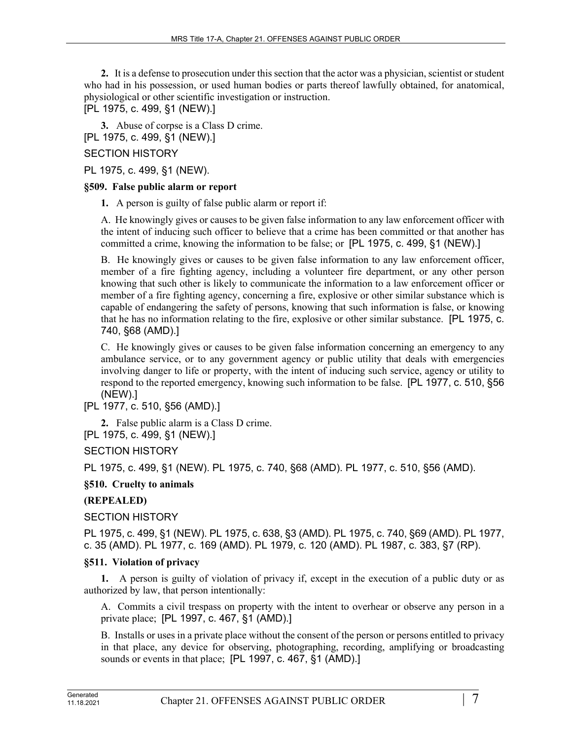**2.** It is a defense to prosecution under this section that the actor was a physician, scientist or student who had in his possession, or used human bodies or parts thereof lawfully obtained, for anatomical, physiological or other scientific investigation or instruction.
[PL 1975, c. 499, §1 (NEW).]

**3.** Abuse of corpse is a Class D crime.
[PL 1975, c. 499, §1 (NEW).]

SECTION HISTORY

PL 1975, c. 499, §1 (NEW).

**§509. False public alarm or report**

**1.** A person is guilty of false public alarm or report if:

A. He knowingly gives or causes to be given false information to any law enforcement officer with the intent of inducing such officer to believe that a crime has been committed or that another has committed a crime, knowing the information to be false; or [PL 1975, c. 499, §1 (NEW).]

B. He knowingly gives or causes to be given false information to any law enforcement officer, member of a fire fighting agency, including a volunteer fire department, or any other person knowing that such other is likely to communicate the information to a law enforcement officer or member of a fire fighting agency, concerning a fire, explosive or other similar substance which is capable of endangering the safety of persons, knowing that such information is false, or knowing that he has no information relating to the fire, explosive or other similar substance. [PL 1975, c. 740, §68 (AMD).]

C. He knowingly gives or causes to be given false information concerning an emergency to any ambulance service, or to any government agency or public utility that deals with emergencies involving danger to life or property, with the intent of inducing such service, agency or utility to respond to the reported emergency, knowing such information to be false. [PL 1977, c. 510, §56 (NEW).]

[PL 1977, c. 510, §56 (AMD).]

**2.** False public alarm is a Class D crime.
[PL 1975, c. 499, §1 (NEW).]

SECTION HISTORY

PL 1975, c. 499, §1 (NEW). PL 1975, c. 740, §68 (AMD). PL 1977, c. 510, §56 (AMD).

**§510. Cruelty to animals**

**(REPEALED)**

SECTION HISTORY

PL 1975, c. 499, §1 (NEW). PL 1975, c. 638, §3 (AMD). PL 1975, c. 740, §69 (AMD). PL 1977, c. 35 (AMD). PL 1977, c. 169 (AMD). PL 1979, c. 120 (AMD). PL 1987, c. 383, §7 (RP).

**§511. Violation of privacy**

**1.** A person is guilty of violation of privacy if, except in the execution of a public duty or as authorized by law, that person intentionally:

A. Commits a civil trespass on property with the intent to overhear or observe any person in a private place; [PL 1997, c. 467, §1 (AMD).]

B. Installs or uses in a private place without the consent of the person or persons entitled to privacy in that place, any device for observing, photographing, recording, amplifying or broadcasting sounds or events in that place; [PL 1997, c. 467, §1 (AMD).]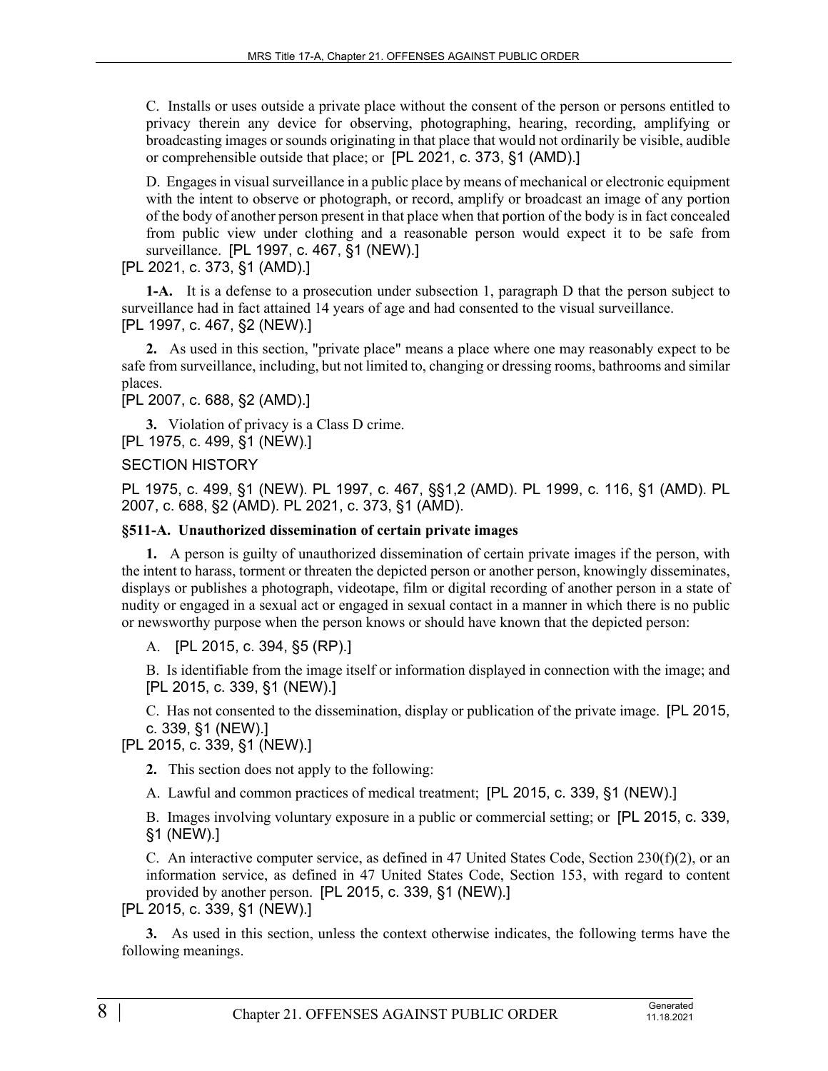C. Installs or uses outside a private place without the consent of the person or persons entitled to privacy therein any device for observing, photographing, hearing, recording, amplifying or broadcasting images or sounds originating in that place that would not ordinarily be visible, audible or comprehensible outside that place; or [PL 2021, c. 373, §1 (AMD).]

D. Engages in visual surveillance in a public place by means of mechanical or electronic equipment with the intent to observe or photograph, or record, amplify or broadcast an image of any portion of the body of another person present in that place when that portion of the body is in fact concealed from public view under clothing and a reasonable person would expect it to be safe from surveillance. [PL 1997, c. 467, §1 (NEW).]

[PL 2021, c. 373, §1 (AMD).]

**1-A.** It is a defense to a prosecution under subsection 1, paragraph D that the person subject to surveillance had in fact attained 14 years of age and had consented to the visual surveillance.
[PL 1997, c. 467, §2 (NEW).]

**2.** As used in this section, "private place" means a place where one may reasonably expect to be safe from surveillance, including, but not limited to, changing or dressing rooms, bathrooms and similar places.
[PL 2007, c. 688, §2 (AMD).]

**3.** Violation of privacy is a Class D crime.
[PL 1975, c. 499, §1 (NEW).]

SECTION HISTORY

PL 1975, c. 499, §1 (NEW). PL 1997, c. 467, §§1,2 (AMD). PL 1999, c. 116, §1 (AMD). PL 2007, c. 688, §2 (AMD). PL 2021, c. 373, §1 (AMD).

### §511-A. Unauthorized dissemination of certain private images

**1.** A person is guilty of unauthorized dissemination of certain private images if the person, with the intent to harass, torment or threaten the depicted person or another person, knowingly disseminates, displays or publishes a photograph, videotape, film or digital recording of another person in a state of nudity or engaged in a sexual act or engaged in sexual contact in a manner in which there is no public or newsworthy purpose when the person knows or should have known that the depicted person:

A. [PL 2015, c. 394, §5 (RP).]

B. Is identifiable from the image itself or information displayed in connection with the image; and [PL 2015, c. 339, §1 (NEW).]

C. Has not consented to the dissemination, display or publication of the private image. [PL 2015, c. 339, §1 (NEW).]

[PL 2015, c. 339, §1 (NEW).]

**2.** This section does not apply to the following:

A. Lawful and common practices of medical treatment; [PL 2015, c. 339, §1 (NEW).]

B. Images involving voluntary exposure in a public or commercial setting; or [PL 2015, c. 339, §1 (NEW).]

C. An interactive computer service, as defined in 47 United States Code, Section 230(f)(2), or an information service, as defined in 47 United States Code, Section 153, with regard to content provided by another person. [PL 2015, c. 339, §1 (NEW).]

[PL 2015, c. 339, §1 (NEW).]

**3.** As used in this section, unless the context otherwise indicates, the following terms have the following meanings.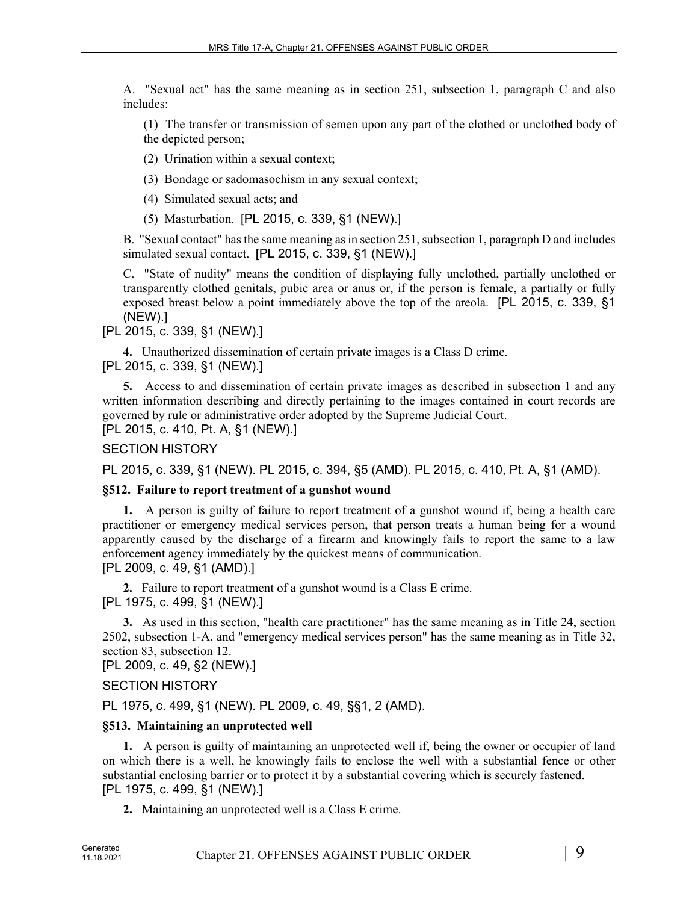A. "Sexual act" has the same meaning as in section 251, subsection 1, paragraph C and also includes:

(1) The transfer or transmission of semen upon any part of the clothed or unclothed body of the depicted person;

(2) Urination within a sexual context;

(3) Bondage or sadomasochism in any sexual context;

(4) Simulated sexual acts; and

(5) Masturbation. [PL 2015, c. 339, §1 (NEW).]

B. "Sexual contact" has the same meaning as in section 251, subsection 1, paragraph D and includes simulated sexual contact. [PL 2015, c. 339, §1 (NEW).]

C. "State of nudity" means the condition of displaying fully unclothed, partially unclothed or transparently clothed genitals, pubic area or anus or, if the person is female, a partially or fully exposed breast below a point immediately above the top of the areola. [PL 2015, c. 339, §1 (NEW).]

[PL 2015, c. 339, §1 (NEW).]

**4.** Unauthorized dissemination of certain private images is a Class D crime.
[PL 2015, c. 339, §1 (NEW).]

**5.** Access to and dissemination of certain private images as described in subsection 1 and any written information describing and directly pertaining to the images contained in court records are governed by rule or administrative order adopted by the Supreme Judicial Court.
[PL 2015, c. 410, Pt. A, §1 (NEW).]

SECTION HISTORY

PL 2015, c. 339, §1 (NEW). PL 2015, c. 394, §5 (AMD). PL 2015, c. 410, Pt. A, §1 (AMD).

### §512. Failure to report treatment of a gunshot wound

**1.** A person is guilty of failure to report treatment of a gunshot wound if, being a health care practitioner or emergency medical services person, that person treats a human being for a wound apparently caused by the discharge of a firearm and knowingly fails to report the same to a law enforcement agency immediately by the quickest means of communication.
[PL 2009, c. 49, §1 (AMD).]

**2.** Failure to report treatment of a gunshot wound is a Class E crime.
[PL 1975, c. 499, §1 (NEW).]

**3.** As used in this section, "health care practitioner" has the same meaning as in Title 24, section 2502, subsection 1-A, and "emergency medical services person" has the same meaning as in Title 32, section 83, subsection 12.
[PL 2009, c. 49, §2 (NEW).]

SECTION HISTORY

PL 1975, c. 499, §1 (NEW). PL 2009, c. 49, §§1, 2 (AMD).

### §513. Maintaining an unprotected well

**1.** A person is guilty of maintaining an unprotected well if, being the owner or occupier of land on which there is a well, he knowingly fails to enclose the well with a substantial fence or other substantial enclosing barrier or to protect it by a substantial covering which is securely fastened.
[PL 1975, c. 499, §1 (NEW).]

**2.** Maintaining an unprotected well is a Class E crime.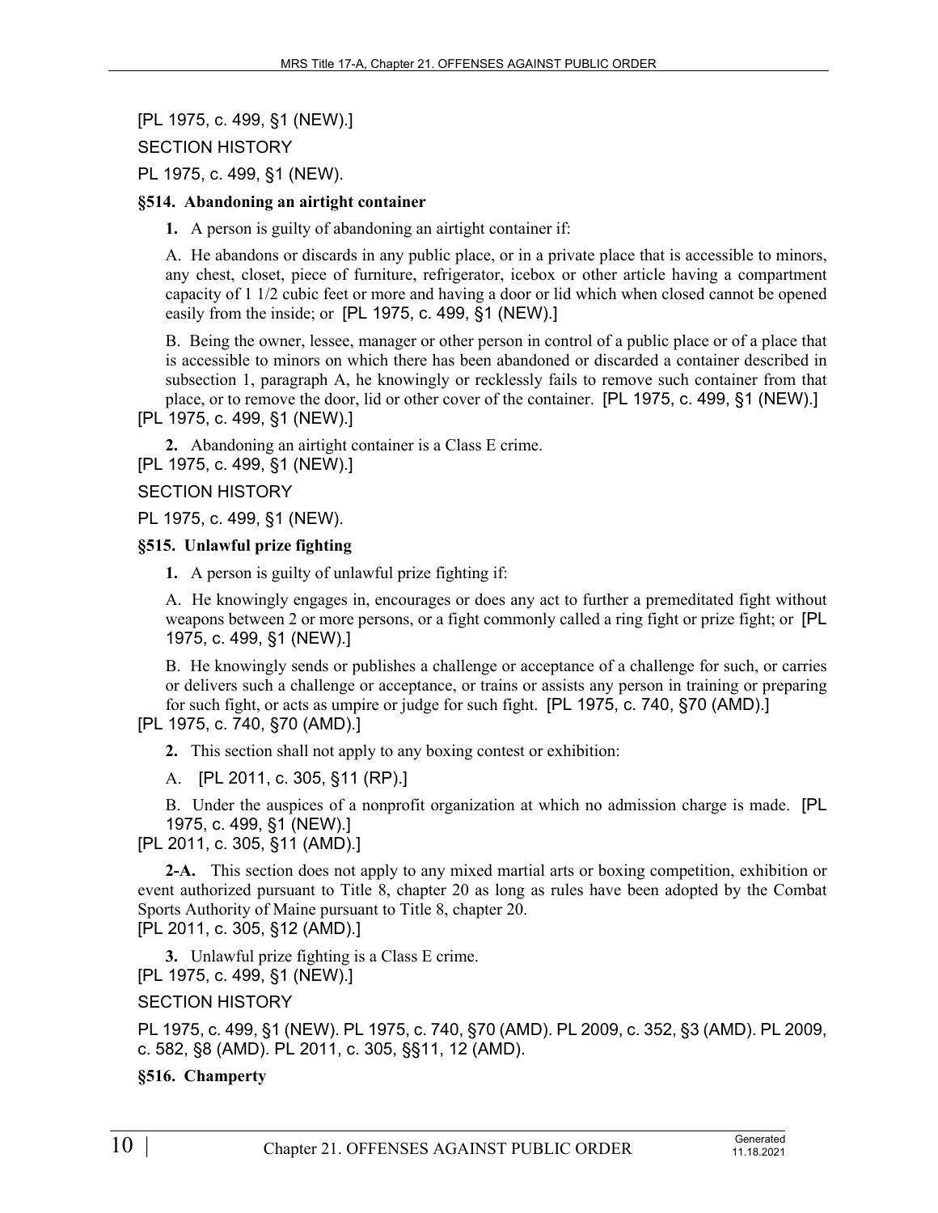[PL 1975, c. 499, §1 (NEW).]

SECTION HISTORY

PL 1975, c. 499, §1 (NEW).

### §514. Abandoning an airtight container

**1.** A person is guilty of abandoning an airtight container if:

A. He abandons or discards in any public place, or in a private place that is accessible to minors, any chest, closet, piece of furniture, refrigerator, icebox or other article having a compartment capacity of 1 1/2 cubic feet or more and having a door or lid which when closed cannot be opened easily from the inside; or [PL 1975, c. 499, §1 (NEW).]

B. Being the owner, lessee, manager or other person in control of a public place or of a place that is accessible to minors on which there has been abandoned or discarded a container described in subsection 1, paragraph A, he knowingly or recklessly fails to remove such container from that place, or to remove the door, lid or other cover of the container. [PL 1975, c. 499, §1 (NEW).]

[PL 1975, c. 499, §1 (NEW).]

**2.** Abandoning an airtight container is a Class E crime.

[PL 1975, c. 499, §1 (NEW).]

SECTION HISTORY

PL 1975, c. 499, §1 (NEW).

### §515. Unlawful prize fighting

**1.** A person is guilty of unlawful prize fighting if:

A. He knowingly engages in, encourages or does any act to further a premeditated fight without weapons between 2 or more persons, or a fight commonly called a ring fight or prize fight; or [PL 1975, c. 499, §1 (NEW).]

B. He knowingly sends or publishes a challenge or acceptance of a challenge for such, or carries or delivers such a challenge or acceptance, or trains or assists any person in training or preparing for such fight, or acts as umpire or judge for such fight. [PL 1975, c. 740, §70 (AMD).]

[PL 1975, c. 740, §70 (AMD).]

**2.** This section shall not apply to any boxing contest or exhibition:

A. [PL 2011, c. 305, §11 (RP).]

B. Under the auspices of a nonprofit organization at which no admission charge is made. [PL 1975, c. 499, §1 (NEW).]

[PL 2011, c. 305, §11 (AMD).]

**2-A.** This section does not apply to any mixed martial arts or boxing competition, exhibition or event authorized pursuant to Title 8, chapter 20 as long as rules have been adopted by the Combat Sports Authority of Maine pursuant to Title 8, chapter 20.

[PL 2011, c. 305, §12 (AMD).]

**3.** Unlawful prize fighting is a Class E crime.

[PL 1975, c. 499, §1 (NEW).]

SECTION HISTORY

PL 1975, c. 499, §1 (NEW). PL 1975, c. 740, §70 (AMD). PL 2009, c. 352, §3 (AMD). PL 2009, c. 582, §8 (AMD). PL 2011, c. 305, §§11, 12 (AMD).

### §516. Champerty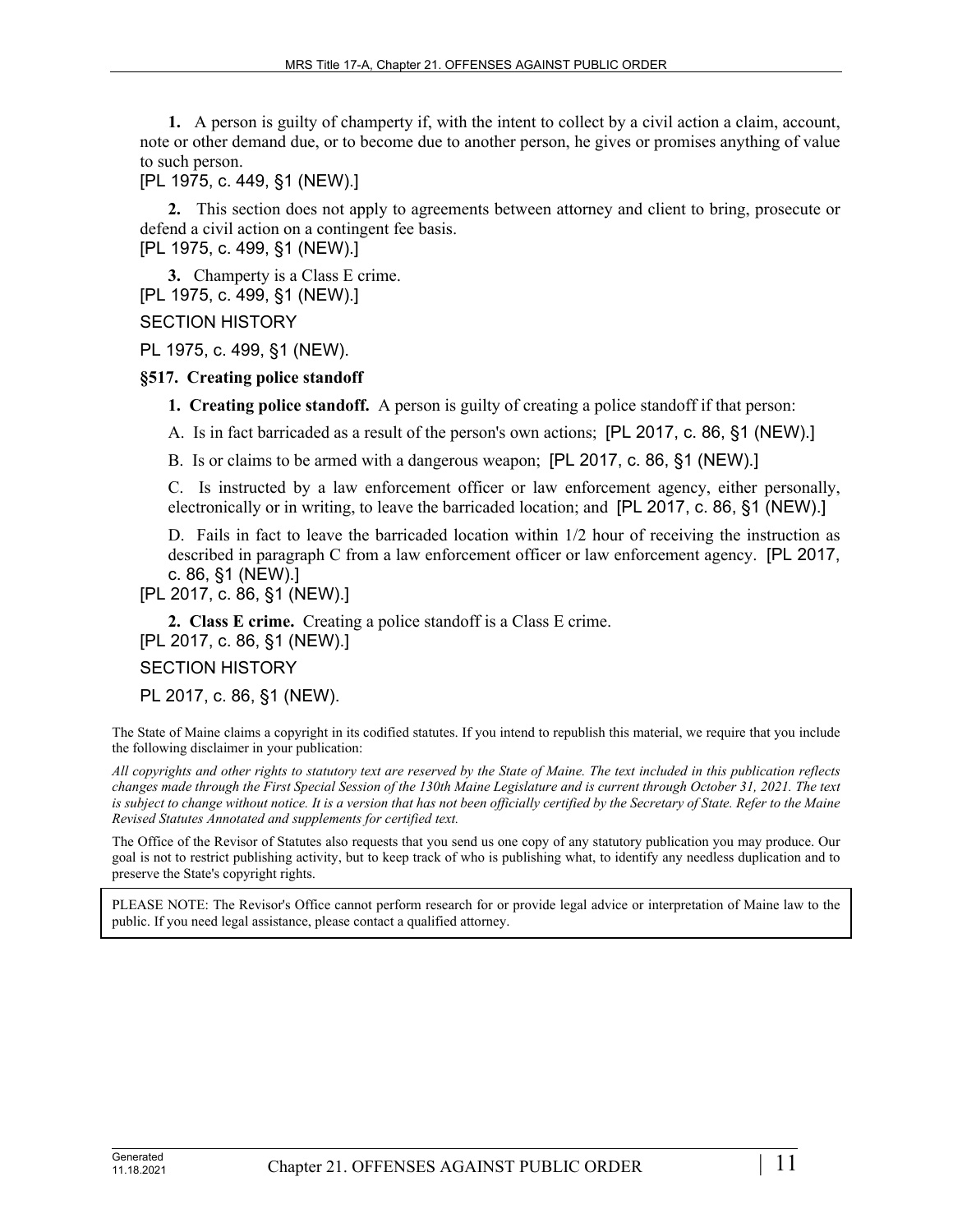**1.** A person is guilty of champerty if, with the intent to collect by a civil action a claim, account, note or other demand due, or to become due to another person, he gives or promises anything of value to such person.

[PL 1975, c. 449, §1 (NEW).]

**2.** This section does not apply to agreements between attorney and client to bring, prosecute or defend a civil action on a contingent fee basis.

[PL 1975, c. 499, §1 (NEW).]

**3.** Champerty is a Class E crime.

[PL 1975, c. 499, §1 (NEW).]

SECTION HISTORY

PL 1975, c. 499, §1 (NEW).

### §517. Creating police standoff

**1. Creating police standoff.** A person is guilty of creating a police standoff if that person:

A. Is in fact barricaded as a result of the person's own actions; [PL 2017, c. 86, §1 (NEW).]

B. Is or claims to be armed with a dangerous weapon; [PL 2017, c. 86, §1 (NEW).]

C. Is instructed by a law enforcement officer or law enforcement agency, either personally, electronically or in writing, to leave the barricaded location; and [PL 2017, c. 86, §1 (NEW).]

D. Fails in fact to leave the barricaded location within 1/2 hour of receiving the instruction as described in paragraph C from a law enforcement officer or law enforcement agency. [PL 2017, c. 86, §1 (NEW).]

[PL 2017, c. 86, §1 (NEW).]

**2. Class E crime.** Creating a police standoff is a Class E crime.

[PL 2017, c. 86, §1 (NEW).]

SECTION HISTORY

PL 2017, c. 86, §1 (NEW).

The State of Maine claims a copyright in its codified statutes. If you intend to republish this material, we require that you include the following disclaimer in your publication:

*All copyrights and other rights to statutory text are reserved by the State of Maine. The text included in this publication reflects changes made through the First Special Session of the 130th Maine Legislature and is current through October 31, 2021. The text is subject to change without notice. It is a version that has not been officially certified by the Secretary of State. Refer to the Maine Revised Statutes Annotated and supplements for certified text.*

The Office of the Revisor of Statutes also requests that you send us one copy of any statutory publication you may produce. Our goal is not to restrict publishing activity, but to keep track of who is publishing what, to identify any needless duplication and to preserve the State's copyright rights.

PLEASE NOTE: The Revisor's Office cannot perform research for or provide legal advice or interpretation of Maine law to the public. If you need legal assistance, please contact a qualified attorney.